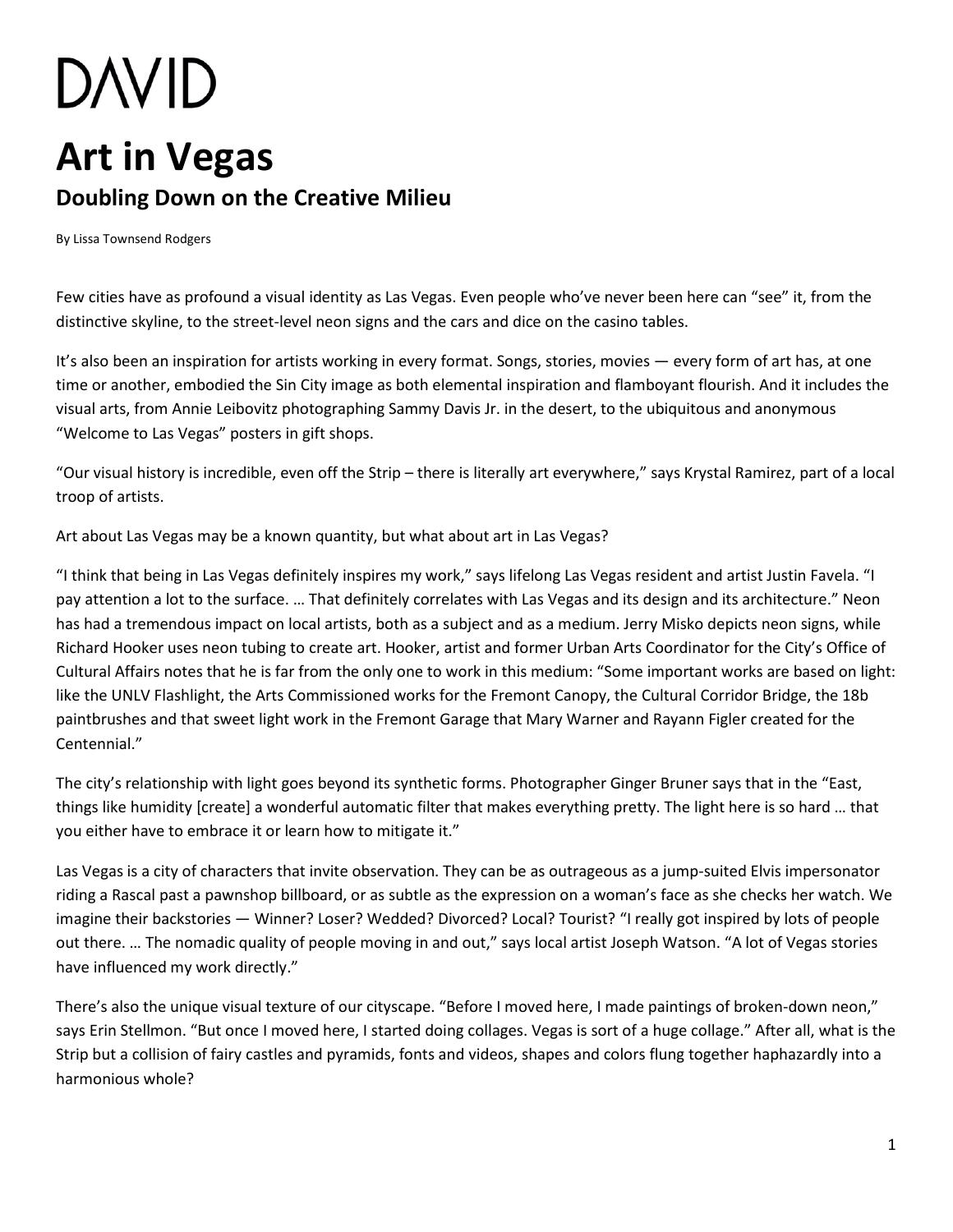# DAVID

# Art in Vegas

## Doubling Down on the Creative Milieu

By Lissa Townsend Rodgers

Few cities have as profound a visual identity as Las Vegas. Even people who've never been here can "see" it, from the distinctive skyline, to the street-level neon signs and the cars and dice on the casino tables.

It's also been an inspiration for artists working in every format. Songs, stories, movies — every form of art has, at one time or another, embodied the Sin City image as both elemental inspiration and flamboyant flourish. And it includes the visual arts, from Annie Leibovitz photographing Sammy Davis Jr. in the desert, to the ubiquitous and anonymous "Welcome to Las Vegas" posters in gift shops.

"Our visual history is incredible, even off the Strip – there is literally art everywhere," says Krystal Ramirez, part of a local troop of artists.

Art about Las Vegas may be a known quantity, but what about art in Las Vegas?

"I think that being in Las Vegas definitely inspires my work," says lifelong Las Vegas resident and artist Justin Favela. "I pay attention a lot to the surface. … That definitely correlates with Las Vegas and its design and its architecture." Neon has had a tremendous impact on local artists, both as a subject and as a medium. Jerry Misko depicts neon signs, while Richard Hooker uses neon tubing to create art. Hooker, artist and former Urban Arts Coordinator for the City's Office of Cultural Affairs notes that he is far from the only one to work in this medium: "Some important works are based on light: like the UNLV Flashlight, the Arts Commissioned works for the Fremont Canopy, the Cultural Corridor Bridge, the 18b paintbrushes and that sweet light work in the Fremont Garage that Mary Warner and Rayann Figler created for the Centennial."

The city's relationship with light goes beyond its synthetic forms. Photographer Ginger Bruner says that in the "East, things like humidity [create] a wonderful automatic filter that makes everything pretty. The light here is so hard … that you either have to embrace it or learn how to mitigate it."

Las Vegas is a city of characters that invite observation. They can be as outrageous as a jump-suited Elvis impersonator riding a Rascal past a pawnshop billboard, or as subtle as the expression on a woman's face as she checks her watch. We imagine their backstories — Winner? Loser? Wedded? Divorced? Local? Tourist? "I really got inspired by lots of people out there. … The nomadic quality of people moving in and out," says local artist Joseph Watson. "A lot of Vegas stories have influenced my work directly."

There's also the unique visual texture of our cityscape. "Before I moved here, I made paintings of broken-down neon," says Erin Stellmon. "But once I moved here, I started doing collages. Vegas is sort of a huge collage." After all, what is the Strip but a collision of fairy castles and pyramids, fonts and videos, shapes and colors flung together haphazardly into a harmonious whole?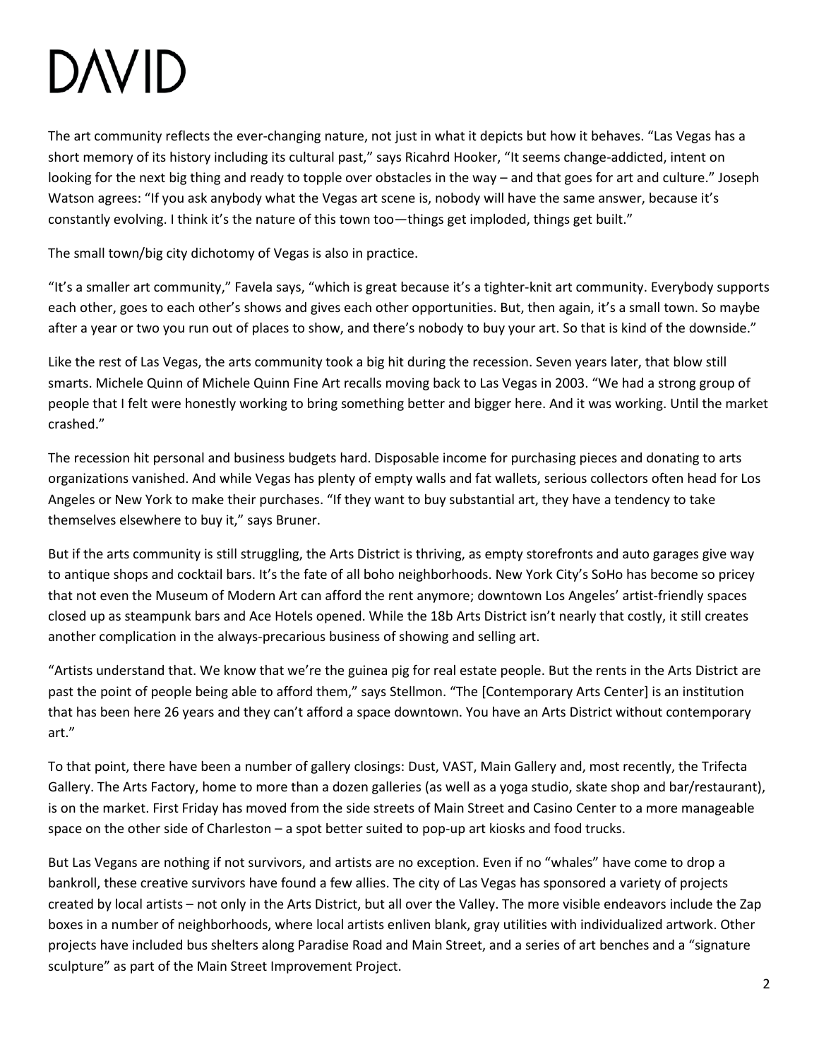The art community reflects the ever-changing nature, not just in what it depicts but how it behaves. "Las Vegas has a short memory of its history including its cultural past," says Ricahrd Hooker, "It seems change-addicted, intent on looking for the next big thing and ready to topple over obstacles in the way – and that goes for art and culture." Joseph Watson agrees: "If you ask anybody what the Vegas art scene is, nobody will have the same answer, because it's constantly evolving. I think it's the nature of this town too—things get imploded, things get built."

The small town/big city dichotomy of Vegas is also in practice.

"It's a smaller art community," Favela says, "which is great because it's a tighter-knit art community. Everybody supports each other, goes to each other's shows and gives each other opportunities. But, then again, it's a small town. So maybe after a year or two you run out of places to show, and there's nobody to buy your art. So that is kind of the downside."

Like the rest of Las Vegas, the arts community took a big hit during the recession. Seven years later, that blow still smarts. Michele Quinn of Michele Quinn Fine Art recalls moving back to Las Vegas in 2003. "We had a strong group of people that I felt were honestly working to bring something better and bigger here. And it was working. Until the market crashed."

The recession hit personal and business budgets hard. Disposable income for purchasing pieces and donating to arts organizations vanished. And while Vegas has plenty of empty walls and fat wallets, serious collectors often head for Los Angeles or New York to make their purchases. "If they want to buy substantial art, they have a tendency to take themselves elsewhere to buy it," says Bruner.

But if the arts community is still struggling, the Arts District is thriving, as empty storefronts and auto garages give way to antique shops and cocktail bars. It's the fate of all boho neighborhoods. New York City's SoHo has become so pricey that not even the Museum of Modern Art can afford the rent anymore; downtown Los Angeles' artist-friendly spaces closed up as steampunk bars and Ace Hotels opened. While the 18b Arts District isn't nearly that costly, it still creates another complication in the always-precarious business of showing and selling art.

"Artists understand that. We know that we're the guinea pig for real estate people. But the rents in the Arts District are past the point of people being able to afford them," says Stellmon. "The [Contemporary Arts Center] is an institution that has been here 26 years and they can't afford a space downtown. You have an Arts District without contemporary art."

To that point, there have been a number of gallery closings: Dust, VAST, Main Gallery and, most recently, the Trifecta Gallery. The Arts Factory, home to more than a dozen galleries (as well as a yoga studio, skate shop and bar/restaurant), is on the market. First Friday has moved from the side streets of Main Street and Casino Center to a more manageable space on the other side of Charleston – a spot better suited to pop-up art kiosks and food trucks.

But Las Vegans are nothing if not survivors, and artists are no exception. Even if no "whales" have come to drop a bankroll, these creative survivors have found a few allies. The city of Las Vegas has sponsored a variety of projects created by local artists – not only in the Arts District, but all over the Valley. The more visible endeavors include the Zap boxes in a number of neighborhoods, where local artists enliven blank, gray utilities with individualized artwork. Other projects have included bus shelters along Paradise Road and Main Street, and a series of art benches and a "signature sculpture" as part of the Main Street Improvement Project.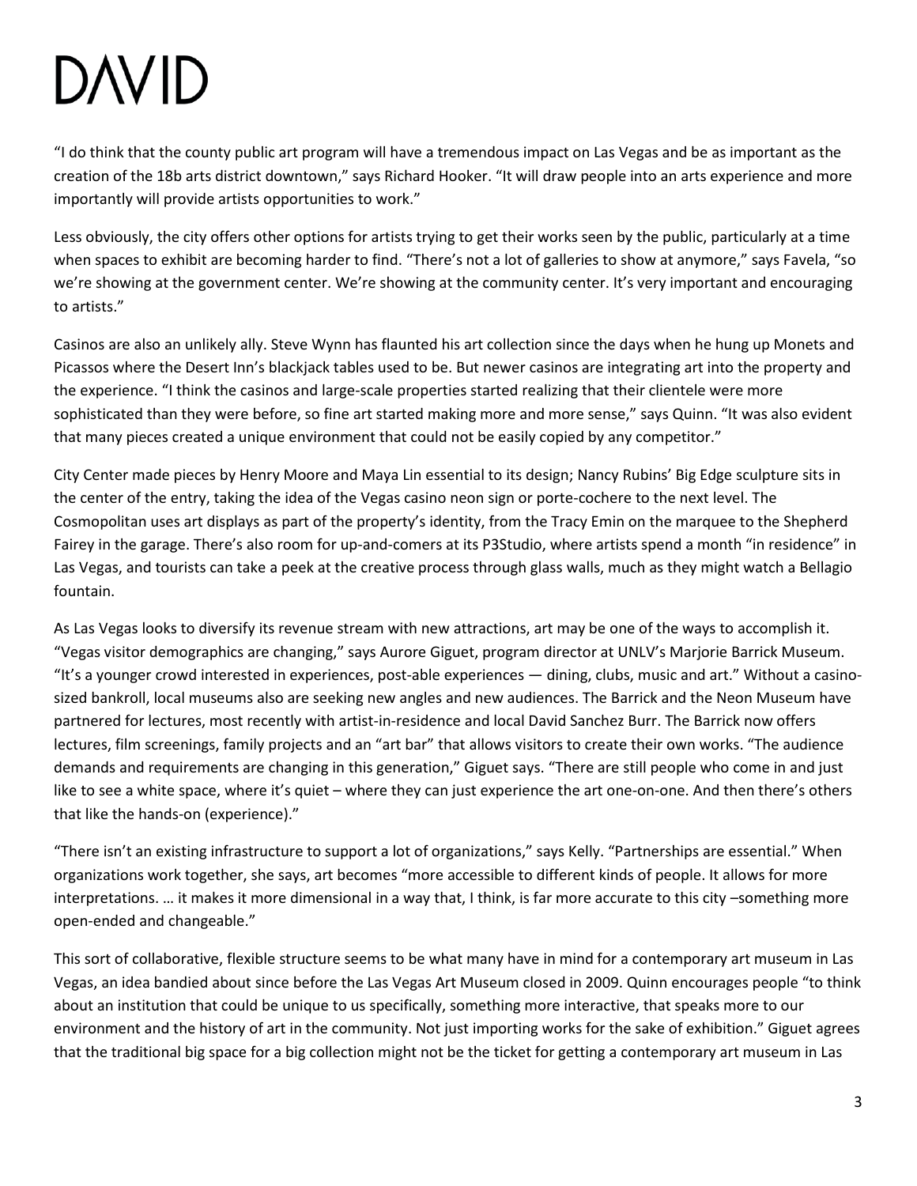"I do think that the county public art program will have a tremendous impact on Las Vegas and be as important as the creation of the 18b arts district downtown," says Richard Hooker. "It will draw people into an arts experience and more importantly will provide artists opportunities to work."

Less obviously, the city offers other options for artists trying to get their works seen by the public, particularly at a time when spaces to exhibit are becoming harder to find. "There's not a lot of galleries to show at anymore," says Favela, "so we're showing at the government center. We're showing at the community center. It's very important and encouraging to artists."

Casinos are also an unlikely ally. Steve Wynn has flaunted his art collection since the days when he hung up Monets and Picassos where the Desert Inn's blackjack tables used to be. But newer casinos are integrating art into the property and the experience. "I think the casinos and large-scale properties started realizing that their clientele were more sophisticated than they were before, so fine art started making more and more sense," says Quinn. "It was also evident that many pieces created a unique environment that could not be easily copied by any competitor."

City Center made pieces by Henry Moore and Maya Lin essential to its design; Nancy Rubins' Big Edge sculpture sits in the center of the entry, taking the idea of the Vegas casino neon sign or porte-cochere to the next level. The Cosmopolitan uses art displays as part of the property's identity, from the Tracy Emin on the marquee to the Shepherd Fairey in the garage. There's also room for up-and-comers at its P3Studio, where artists spend a month "in residence" in Las Vegas, and tourists can take a peek at the creative process through glass walls, much as they might watch a Bellagio fountain.

As Las Vegas looks to diversify its revenue stream with new attractions, art may be one of the ways to accomplish it. "Vegas visitor demographics are changing," says Aurore Giguet, program director at UNLV's Marjorie Barrick Museum. "It's a younger crowd interested in experiences, post-able experiences — dining, clubs, music and art." Without a casino-sized bankroll, local museums also are seeking new angles and new audiences. The Barrick and the Neon Museum have partnered for lectures, most recently with artist-in-residence and local David Sanchez Burr. The Barrick now offers lectures, film screenings, family projects and an "art bar" that allows visitors to create their own works. "The audience demands and requirements are changing in this generation," Giguet says. "There are still people who come in and just like to see a white space, where it's quiet – where they can just experience the art one-on-one. And then there's others that like the hands-on (experience)."

"There isn't an existing infrastructure to support a lot of organizations," says Kelly. "Partnerships are essential." When organizations work together, she says, art becomes "more accessible to different kinds of people. It allows for more interpretations. … it makes it more dimensional in a way that, I think, is far more accurate to this city –something more open-ended and changeable."

This sort of collaborative, flexible structure seems to be what many have in mind for a contemporary art museum in Las Vegas, an idea bandied about since before the Las Vegas Art Museum closed in 2009. Quinn encourages people "to think about an institution that could be unique to us specifically, something more interactive, that speaks more to our environment and the history of art in the community. Not just importing works for the sake of exhibition." Giguet agrees that the traditional big space for a big collection might not be the ticket for getting a contemporary art museum in Las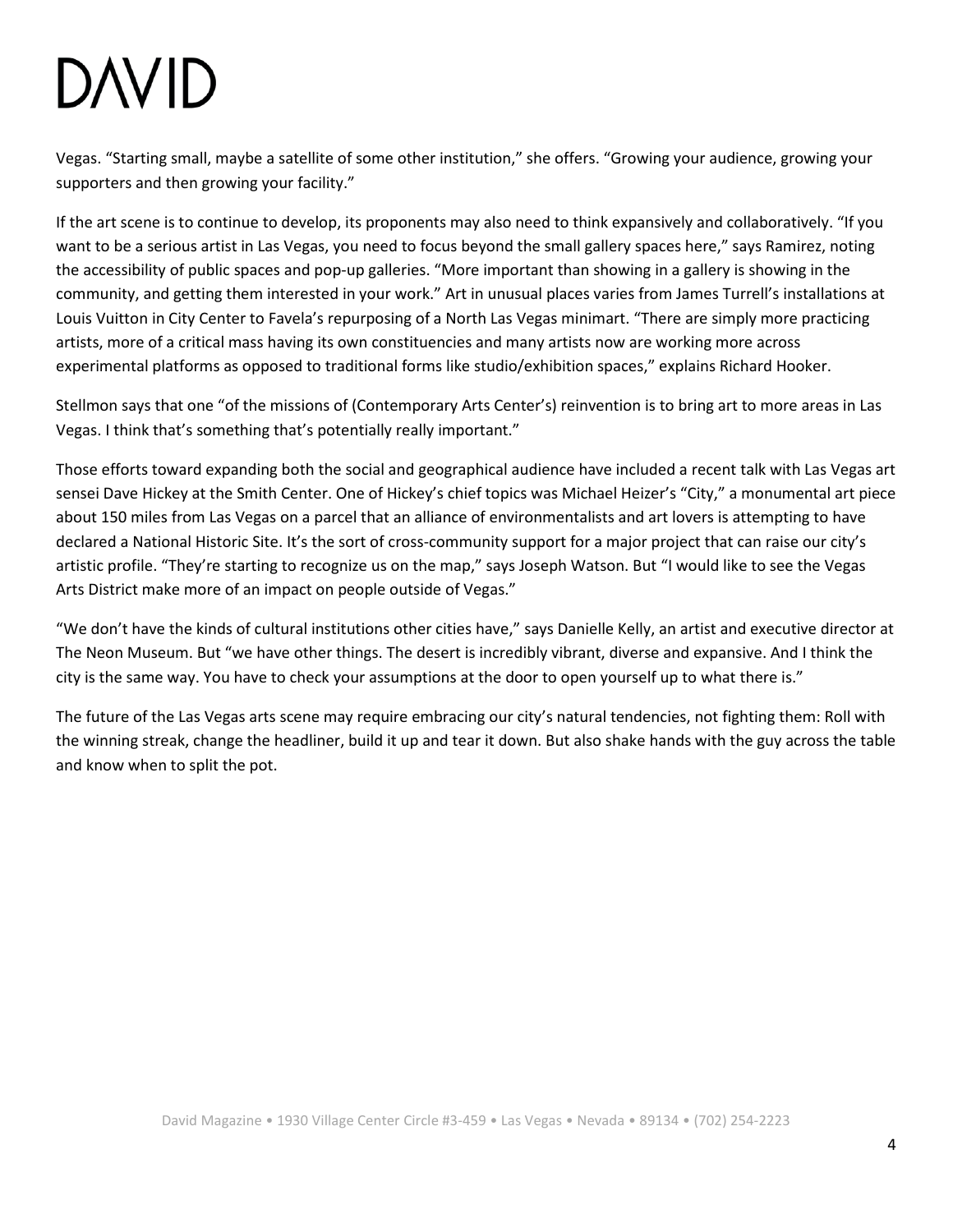Vegas. “Starting small, maybe a satellite of some other institution,” she offers. “Growing your audience, growing your supporters and then growing your facility.”

If the art scene is to continue to develop, its proponents may also need to think expansively and collaboratively. “If you want to be a serious artist in Las Vegas, you need to focus beyond the small gallery spaces here,” says Ramirez, noting the accessibility of public spaces and pop-up galleries. “More important than showing in a gallery is showing in the community, and getting them interested in your work.” Art in unusual places varies from James Turrell’s installations at Louis Vuitton in City Center to Favela’s repurposing of a North Las Vegas minimart. “There are simply more practicing artists, more of a critical mass having its own constituencies and many artists now are working more across experimental platforms as opposed to traditional forms like studio/exhibition spaces,” explains Richard Hooker.

Stellmon says that one “of the missions of (Contemporary Arts Center’s) reinvention is to bring art to more areas in Las Vegas. I think that’s something that’s potentially really important.”

Those efforts toward expanding both the social and geographical audience have included a recent talk with Las Vegas art sensei Dave Hickey at the Smith Center. One of Hickey’s chief topics was Michael Heizer’s “City,” a monumental art piece about 150 miles from Las Vegas on a parcel that an alliance of environmentalists and art lovers is attempting to have declared a National Historic Site. It’s the sort of cross-community support for a major project that can raise our city’s artistic profile. “They’re starting to recognize us on the map,” says Joseph Watson. But “I would like to see the Vegas Arts District make more of an impact on people outside of Vegas.”

“We don’t have the kinds of cultural institutions other cities have,” says Danielle Kelly, an artist and executive director at The Neon Museum. But “we have other things. The desert is incredibly vibrant, diverse and expansive. And I think the city is the same way. You have to check your assumptions at the door to open yourself up to what there is.”

The future of the Las Vegas arts scene may require embracing our city’s natural tendencies, not fighting them: Roll with the winning streak, change the headliner, build it up and tear it down. But also shake hands with the guy across the table and know when to split the pot.